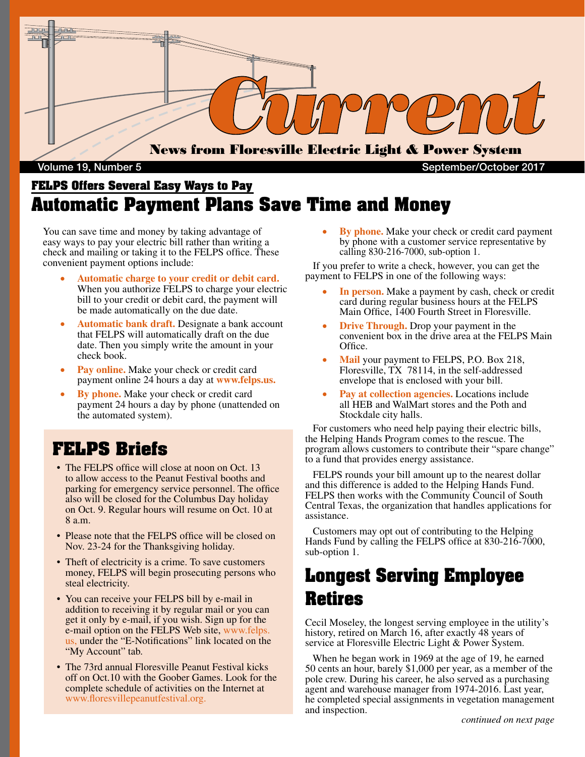# Current

**News from Floresville Electric Light & Power System**

Volume 19, Number 5 — September/October 2017

## FELPS Offers Several Easy Ways to Pay

# Automatic Payment Plans Save Time and Money

You can save time and money by taking advantage of easy ways to pay your electric bill rather than writing a check and mailing or taking it to the FELPS office. These convenient payment options include:

- **Automatic charge to your credit or debit card.** When you authorize FELPS to charge your electric bill to your credit or debit card, the payment will be made automatically on the due date.
- **Automatic bank draft.** Designate a bank account that FELPS will automatically draft on the due date. Then you simply write the amount in your check book.
- **Pay online.** Make your check or credit card payment online 24 hours a day at **www.felps.us.**
- **By phone.** Make your check or credit card payment 24 hours a day by phone (unattended on the automated system).
- **By phone.** Make your check or credit card payment by phone with a customer service representative by calling 830-216-7000, sub-option 1.

If you prefer to write a check, however, you can get the payment to FELPS in one of the following ways:

- **In person.** Make a payment by cash, check or credit card during regular business hours at the FELPS Main Office, 1400 Fourth Street in Floresville.
- **Drive Through.** Drop your payment in the convenient box in the drive area at the FELPS Main Office.
- **Mail** your payment to FELPS, P.O. Box 218, Floresville, TX 78114, in the self-addressed envelope that is enclosed with your bill.
- **Pay at collection agencies.** Locations include all HEB and WalMart stores and the Poth and Stockdale city halls.

For customers who need help paying their electric bills, the Helping Hands Program comes to the rescue. The program allows customers to contribute their "spare change" to a fund that provides energy assistance.

FELPS rounds your bill amount up to the nearest dollar and this difference is added to the Helping Hands Fund. FELPS then works with the Community Council of South Central Texas, the organization that handles applications for assistance.

Customers may opt out of contributing to the Helping Hands Fund by calling the FELPS office at 830-216-7000, sub-option 1.

## FELPS Briefs

- The FELPS office will close at noon on Oct. 13 to allow access to the Peanut Festival booths and parking for emergency service personnel. The office also will be closed for the Columbus Day holiday on Oct. 9. Regular hours will resume on Oct. 10 at 8 a.m.
- Please note that the FELPS office will be closed on Nov. 23-24 for the Thanksgiving holiday.
- Theft of electricity is a crime. To save customers money, FELPS will begin prosecuting persons who steal electricity.
- You can receive your FELPS bill by e-mail in addition to receiving it by regular mail or you can get it only by e-mail, if you wish. Sign up for the e-mail option on the FELPS Web site, www.felps.us, under the "E-Notifications" link located on the "My Account" tab.
- The 73rd annual Floresville Peanut Festival kicks off on Oct.10 with the Goober Games. Look for the complete schedule of activities on the Internet at www.floresvillepeanutfestival.org.

## Longest Serving Employee Retires

Cecil Moseley, the longest serving employee in the utility's history, retired on March 16, after exactly 48 years of service at Floresville Electric Light & Power System.

When he began work in 1969 at the age of 19, he earned 50 cents an hour, barely $1,000 per year, as a member of the pole crew. During his career, he also served as a purchasing agent and warehouse manager from 1974-2016. Last year, he completed special assignments in vegetation management and inspection.

*continued on next page*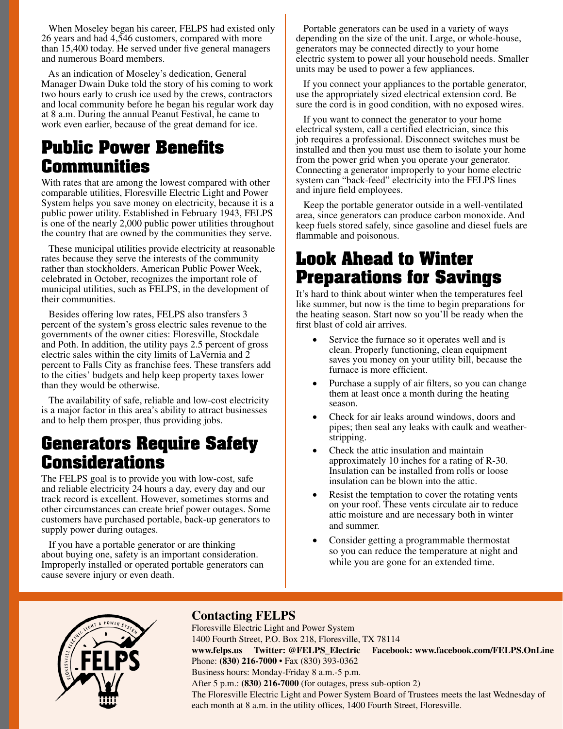When Moseley began his career, FELPS had existed only 26 years and had 4,546 customers, compared with more than 15,400 today. He served under five general managers and numerous Board members.

As an indication of Moseley's dedication, General Manager Dwain Duke told the story of his coming to work two hours early to crush ice used by the crews, contractors and local community before he began his regular work day at 8 a.m. During the annual Peanut Festival, he came to work even earlier, because of the great demand for ice.

## Public Power Benefits Communities

With rates that are among the lowest compared with other comparable utilities, Floresville Electric Light and Power System helps you save money on electricity, because it is a public power utility. Established in February 1943, FELPS is one of the nearly 2,000 public power utilities throughout the country that are owned by the communities they serve.

These municipal utilities provide electricity at reasonable rates because they serve the interests of the community rather than stockholders. American Public Power Week, celebrated in October, recognizes the important role of municipal utilities, such as FELPS, in the development of their communities.

Besides offering low rates, FELPS also transfers 3 percent of the system's gross electric sales revenue to the governments of the owner cities: Floresville, Stockdale and Poth. In addition, the utility pays 2.5 percent of gross electric sales within the city limits of LaVernia and 2 percent to Falls City as franchise fees. These transfers add to the cities' budgets and help keep property taxes lower than they would be otherwise.

The availability of safe, reliable and low-cost electricity is a major factor in this area's ability to attract businesses and to help them prosper, thus providing jobs.

## Generators Require Safety Considerations

The FELPS goal is to provide you with low-cost, safe and reliable electricity 24 hours a day, every day and our track record is excellent. However, sometimes storms and other circumstances can create brief power outages. Some customers have purchased portable, back-up generators to supply power during outages.

If you have a portable generator or are thinking about buying one, safety is an important consideration. Improperly installed or operated portable generators can cause severe injury or even death.

Portable generators can be used in a variety of ways depending on the size of the unit. Large, or whole-house, generators may be connected directly to your home electric system to power all your household needs. Smaller units may be used to power a few appliances.

If you connect your appliances to the portable generator, use the appropriately sized electrical extension cord. Be sure the cord is in good condition, with no exposed wires.

If you want to connect the generator to your home electrical system, call a certified electrician, since this job requires a professional. Disconnect switches must be installed and then you must use them to isolate your home from the power grid when you operate your generator. Connecting a generator improperly to your home electric system can "back-feed" electricity into the FELPS lines and injure field employees.

Keep the portable generator outside in a well-ventilated area, since generators can produce carbon monoxide. And keep fuels stored safely, since gasoline and diesel fuels are flammable and poisonous.

## Look Ahead to Winter Preparations for Savings

It's hard to think about winter when the temperatures feel like summer, but now is the time to begin preparations for the heating season. Start now so you'll be ready when the first blast of cold air arrives.

- Service the furnace so it operates well and is clean. Properly functioning, clean equipment saves you money on your utility bill, because the furnace is more efficient.
- Purchase a supply of air filters, so you can change them at least once a month during the heating season.
- Check for air leaks around windows, doors and pipes; then seal any leaks with caulk and weather-stripping.
- Check the attic insulation and maintain approximately 10 inches for a rating of R-30. Insulation can be installed from rolls or loose insulation can be blown into the attic.
- Resist the temptation to cover the rotating vents on your roof. These vents circulate air to reduce attic moisture and are necessary both in winter and summer.
- Consider getting a programmable thermostat so you can reduce the temperature at night and while you are gone for an extended time.

### Contacting FELPS

Floresville Electric Light and Power System
1400 Fourth Street, P.O. Box 218, Floresville, TX 78114
**www.felps.us** **Twitter: @FELPS_Electric** **Facebook: www.facebook.com/FELPS.OnLine**
Phone: **(830) 216-7000** • Fax (830) 393-0362
Business hours: Monday-Friday 8 a.m.-5 p.m.
After 5 p.m.: **(830) 216-7000** (for outages, press sub-option 2)
The Floresville Electric Light and Power System Board of Trustees meets the last Wednesday of each month at 8 a.m. in the utility offices, 1400 Fourth Street, Floresville.